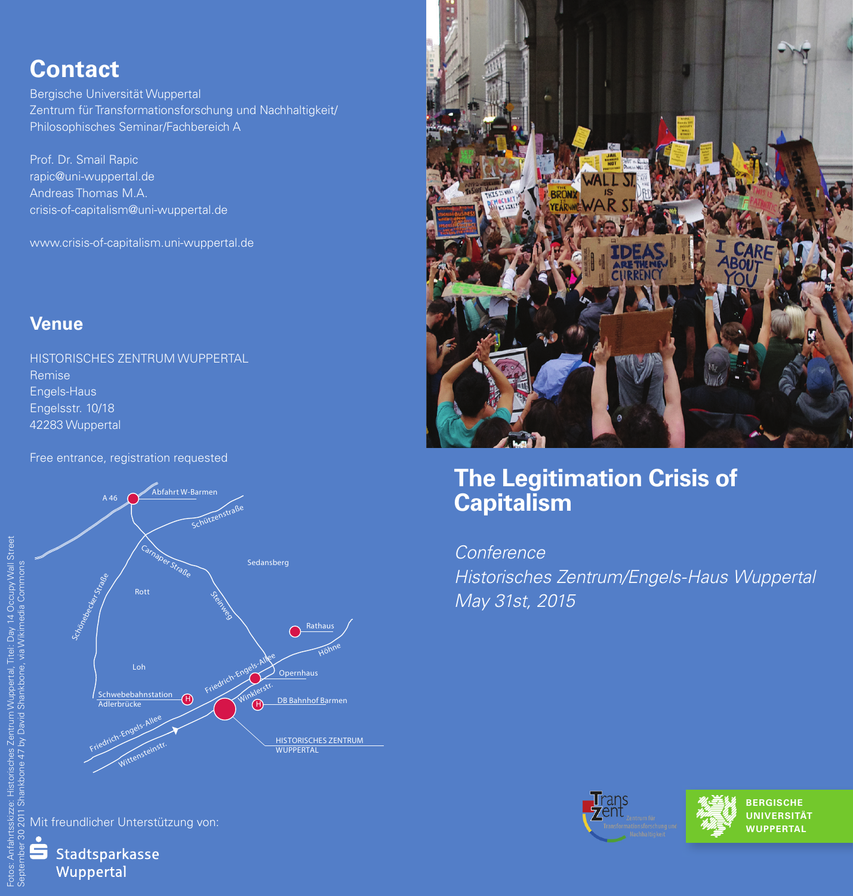## Contact

Bergische Universität Wuppertal
Zentrum für Transformationsforschung und Nachhaltigkeit/
Philosophisches Seminar/Fachbereich A

Prof. Dr. Smail Rapic
rapic@uni-wuppertal.de
Andreas Thomas M.A.
crisis-of-capitalism@uni-wuppertal.de

www.crisis-of-capitalism.uni-wuppertal.de

## Venue

HISTORISCHES ZENTRUM WUPPERTAL
Remise
Engels-Haus
Engelsstr. 10/18
42283 Wuppertal

Free entrance, registration requested

A 46
Abfahrt W-Barmen
Schützenstraße
Carnaper Straße
Sedansberg
Schönebecker Straße
Rott
Steinweg
Rathaus
Höhne
Loh
Friedrich-Engels-Allee
Opernhaus
Schwebebahnstation
Adlerbrücke
Winklerstr.
DB Bahnhof Barmen
Friedrich-Engels-Allee
Wittensteinstr.
HISTORISCHES ZENTRUM
WUPPERTAL

Mit freundlicher Unterstützung von:

Stadtsparkasse
Wuppertal

Fotos: Anfahrtsskizze: Historisches Zentrum Wuppertal, Titel: Day 14 Occupy Wall Street September 30 2011 Shankbone 47 by David Shankbone, via Wikimedia Commons

# The Legitimation Crisis of Capitalism

*Conference*
*Historisches Zentrum/Engels-Haus Wuppertal*
*May 31st, 2015*

TransZent
Zentrum für Transformationsforschung und Nachhaltigkeit

BERGISCHE
UNIVERSITÄT
WUPPERTAL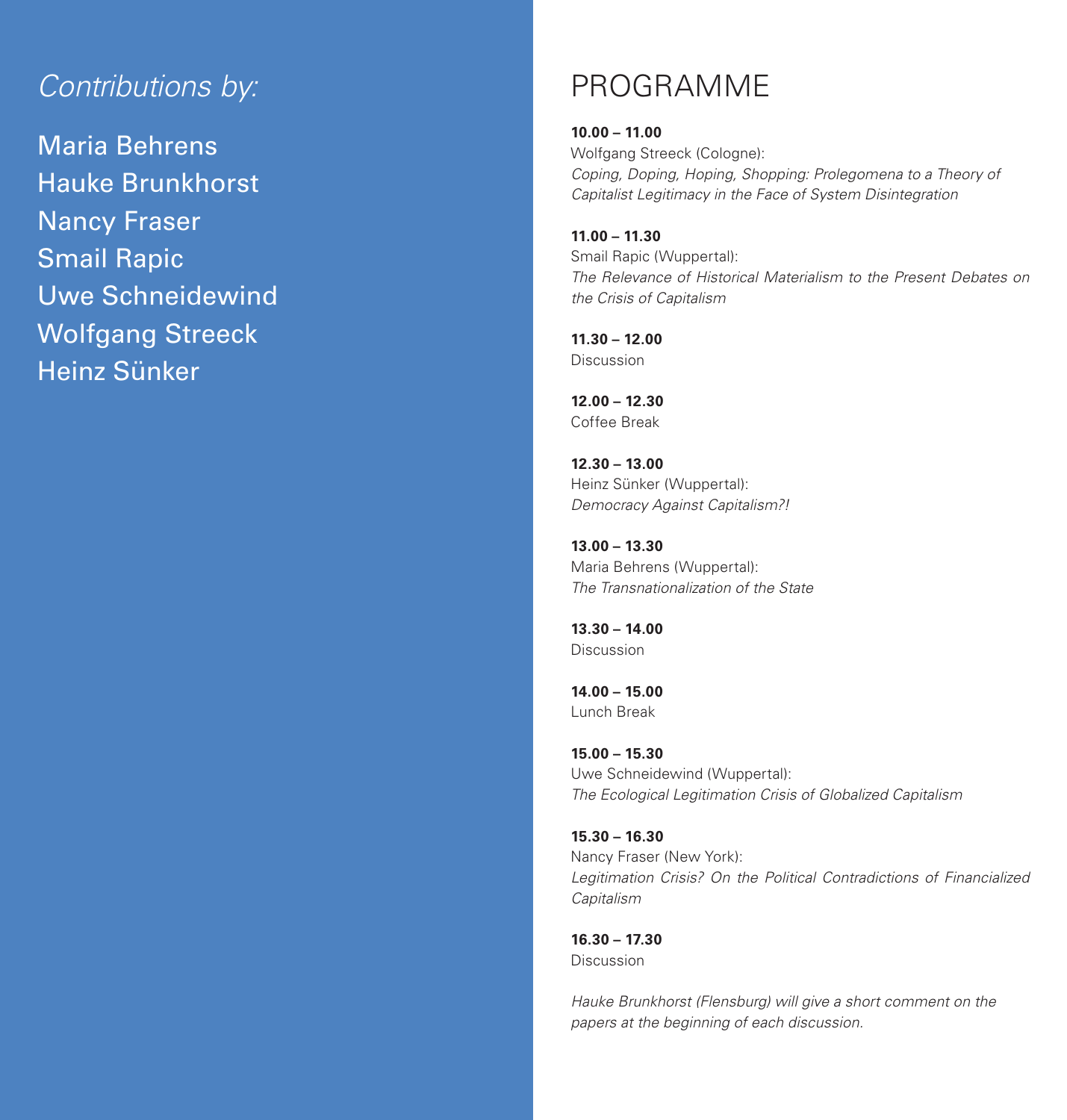*Contributions by:*

Maria Behrens
Hauke Brunkhorst
Nancy Fraser
Smail Rapic
Uwe Schneidewind
Wolfgang Streeck
Heinz Sünker

# PROGRAMME

**10.00 – 11.00**
Wolfgang Streeck (Cologne):
*Coping, Doping, Hoping, Shopping: Prolegomena to a Theory of Capitalist Legitimacy in the Face of System Disintegration*

**11.00 – 11.30**
Smail Rapic (Wuppertal):
*The Relevance of Historical Materialism to the Present Debates on the Crisis of Capitalism*

**11.30 – 12.00**
Discussion

**12.00 – 12.30**
Coffee Break

**12.30 – 13.00**
Heinz Sünker (Wuppertal):
*Democracy Against Capitalism?!*

**13.00 – 13.30**
Maria Behrens (Wuppertal):
*The Transnationalization of the State*

**13.30 – 14.00**
Discussion

**14.00 – 15.00**
Lunch Break

**15.00 – 15.30**
Uwe Schneidewind (Wuppertal):
*The Ecological Legitimation Crisis of Globalized Capitalism*

**15.30 – 16.30**
Nancy Fraser (New York):
*Legitimation Crisis? On the Political Contradictions of Financialized Capitalism*

**16.30 – 17.30**
Discussion

*Hauke Brunkhorst (Flensburg) will give a short comment on the papers at the beginning of each discussion.*